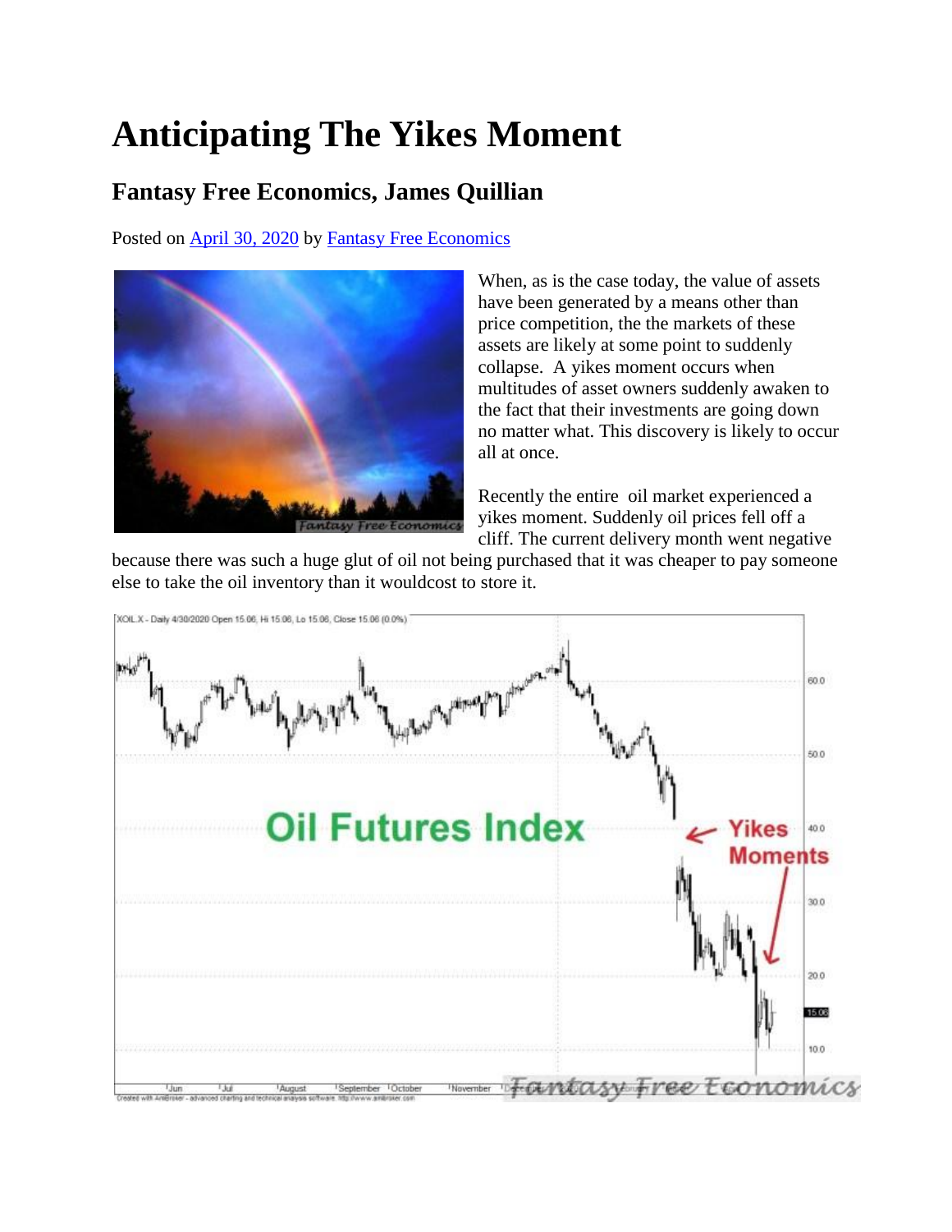# Anticipating The Yikes Moment

## Fantasy Free Economics, James Quillian

Posted on April 30, 2020 by Fantasy Free Economics

When, as is the case today, the value of assets have been generated by a means other than price competition, the the markets of these assets are likely at some point to suddenly collapse. A yikes moment occurs when multitudes of asset owners suddenly awaken to the fact that their investments are going down no matter what. This discovery is likely to occur all at once.

Recently the entire oil market experienced a yikes moment. Suddenly oil prices fell off a cliff. The current delivery month went negative because there was such a huge glut of oil not being purchased that it was cheaper to pay someone else to take the oil inventory than it wouldcost to store it.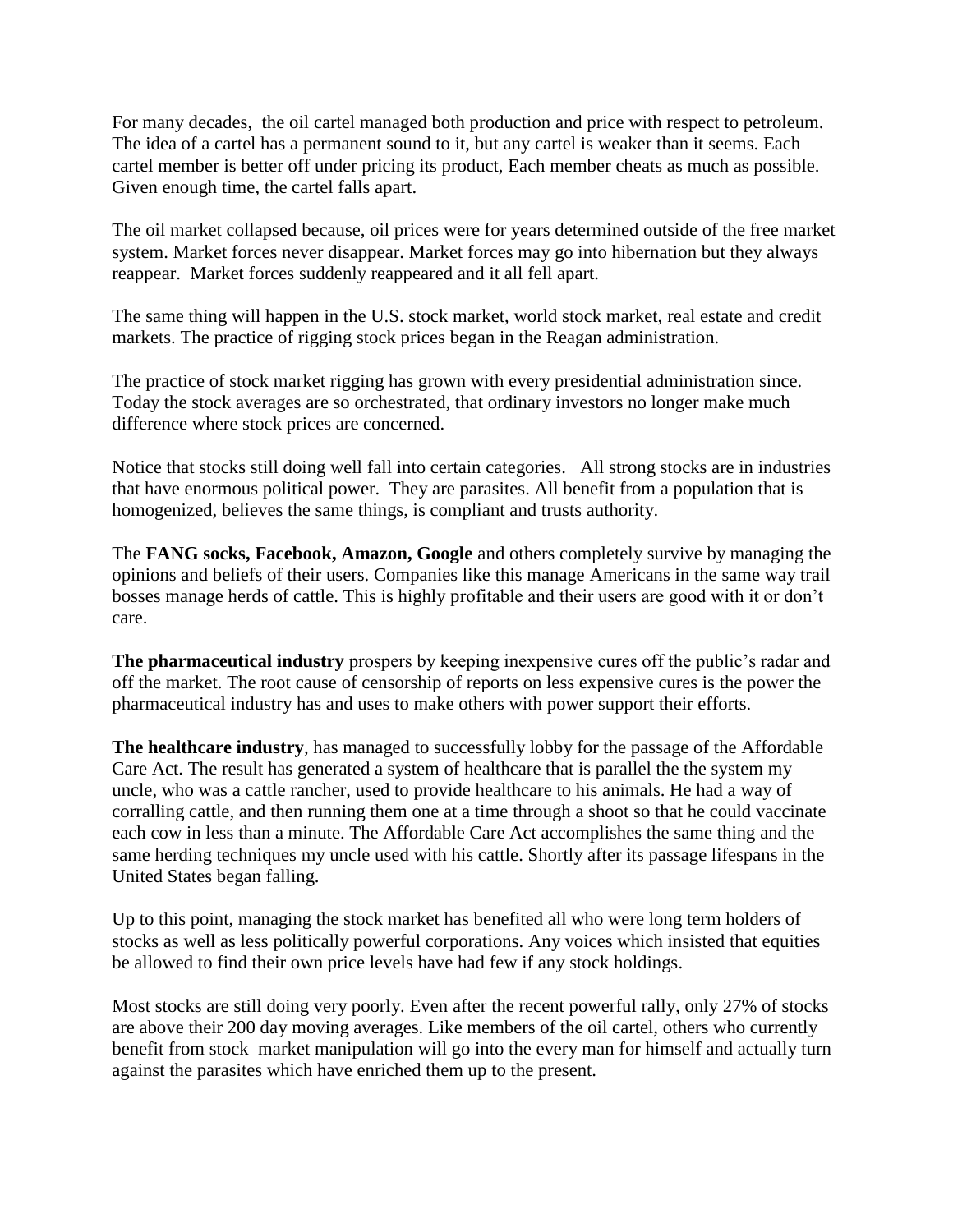For many decades, the oil cartel managed both production and price with respect to petroleum. The idea of a cartel has a permanent sound to it, but any cartel is weaker than it seems. Each cartel member is better off under pricing its product, Each member cheats as much as possible. Given enough time, the cartel falls apart.

The oil market collapsed because, oil prices were for years determined outside of the free market system. Market forces never disappear. Market forces may go into hibernation but they always reappear. Market forces suddenly reappeared and it all fell apart.

The same thing will happen in the U.S. stock market, world stock market, real estate and credit markets. The practice of rigging stock prices began in the Reagan administration.

The practice of stock market rigging has grown with every presidential administration since. Today the stock averages are so orchestrated, that ordinary investors no longer make much difference where stock prices are concerned.

Notice that stocks still doing well fall into certain categories. All strong stocks are in industries that have enormous political power. They are parasites. All benefit from a population that is homogenized, believes the same things, is compliant and trusts authority.

The **FANG socks, Facebook, Amazon, Google** and others completely survive by managing the opinions and beliefs of their users. Companies like this manage Americans in the same way trail bosses manage herds of cattle. This is highly profitable and their users are good with it or don't care.

**The pharmaceutical industry** prospers by keeping inexpensive cures off the public's radar and off the market. The root cause of censorship of reports on less expensive cures is the power the pharmaceutical industry has and uses to make others with power support their efforts.

**The healthcare industry**, has managed to successfully lobby for the passage of the Affordable Care Act. The result has generated a system of healthcare that is parallel the the system my uncle, who was a cattle rancher, used to provide healthcare to his animals. He had a way of corralling cattle, and then running them one at a time through a shoot so that he could vaccinate each cow in less than a minute. The Affordable Care Act accomplishes the same thing and the same herding techniques my uncle used with his cattle. Shortly after its passage lifespans in the United States began falling.

Up to this point, managing the stock market has benefited all who were long term holders of stocks as well as less politically powerful corporations. Any voices which insisted that equities be allowed to find their own price levels have had few if any stock holdings.

Most stocks are still doing very poorly. Even after the recent powerful rally, only 27% of stocks are above their 200 day moving averages. Like members of the oil cartel, others who currently benefit from stock market manipulation will go into the every man for himself and actually turn against the parasites which have enriched them up to the present.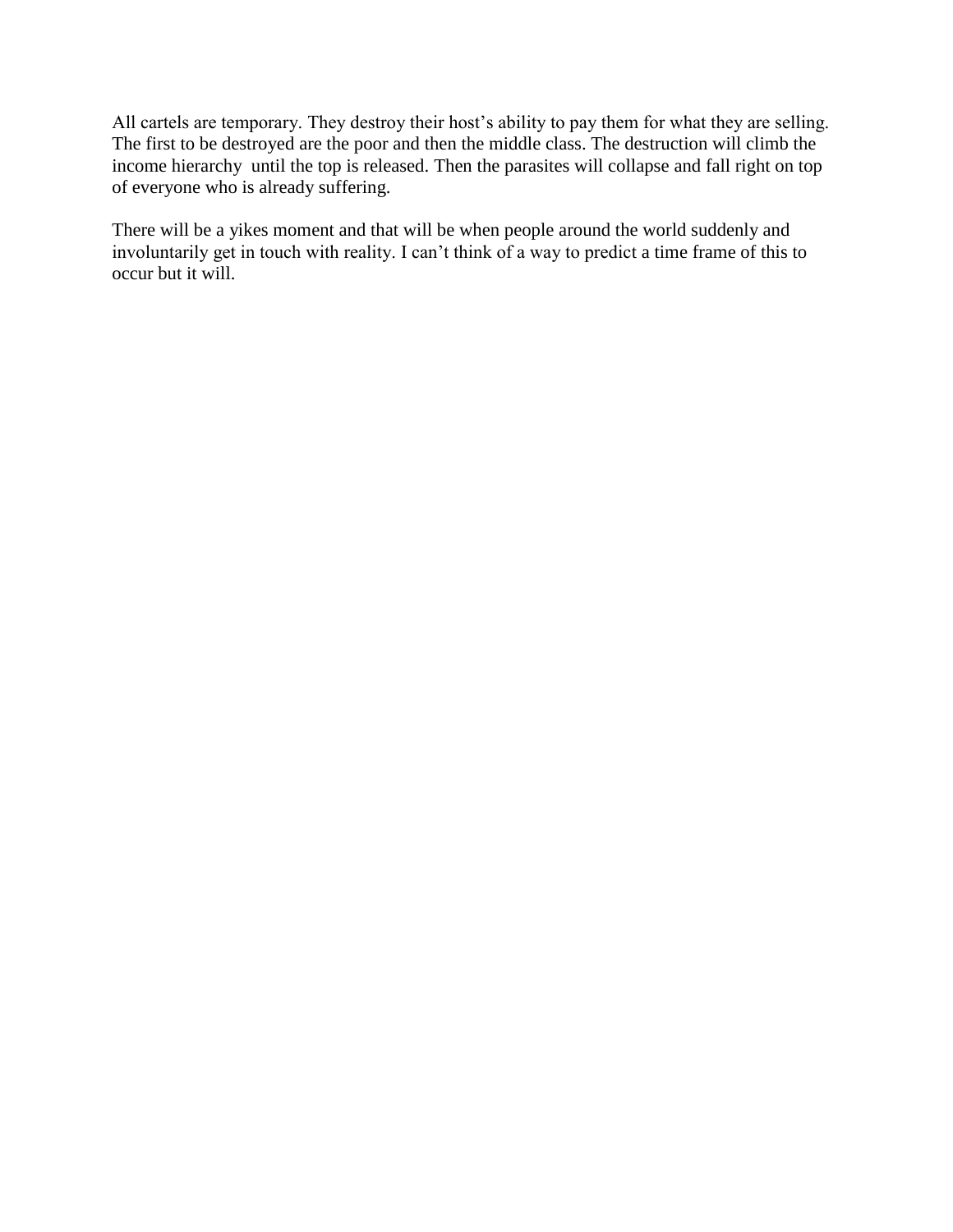All cartels are temporary. They destroy their host's ability to pay them for what they are selling. The first to be destroyed are the poor and then the middle class. The destruction will climb the income hierarchy until the top is released. Then the parasites will collapse and fall right on top of everyone who is already suffering.

There will be a yikes moment and that will be when people around the world suddenly and involuntarily get in touch with reality. I can't think of a way to predict a time frame of this to occur but it will.